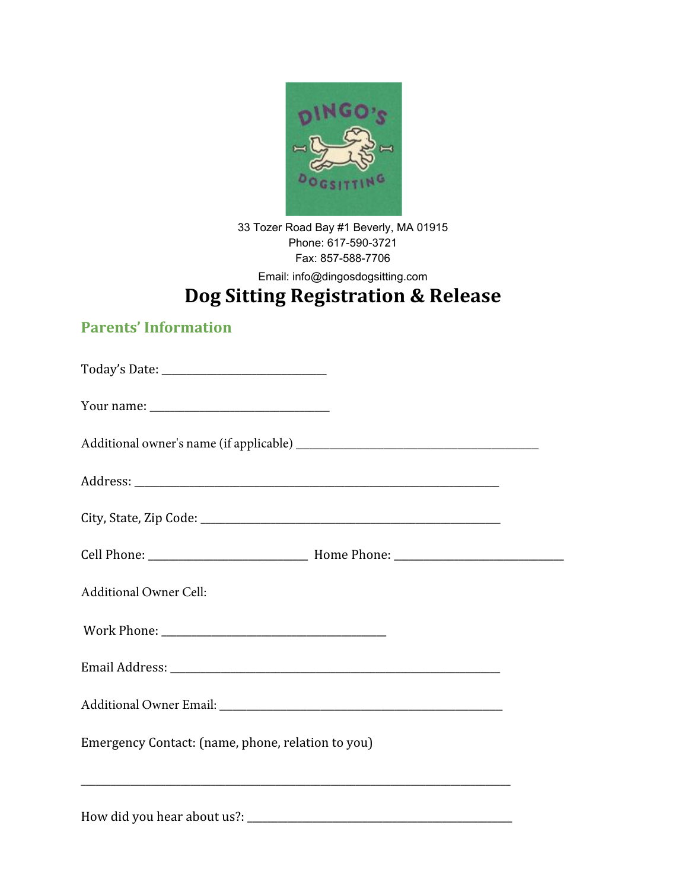33 Tozer Road Bay #1 Beverly, MA 01915
Phone: 617-590-3721
Fax: 857-588-7706
Email: info@dingosdogsitting.com

# Dog Sitting Registration & Release

## Parents' Information

Today's Date: ___________________________

Your name: _____________________________

Additional owner's name (if applicable) ________________________________________

Address: ____________________________________________________________

City, State, Zip Code: __________________________________________________

Cell Phone: __________________________ Home Phone: ___________________________

Additional Owner Cell:

Work Phone: _____________________________________

Email Address: ______________________________________________________

Additional Owner Email: _______________________________________________

Emergency Contact: (name, phone, relation to you)

_______________________________________________________________________

How did you hear about us?: ____________________________________________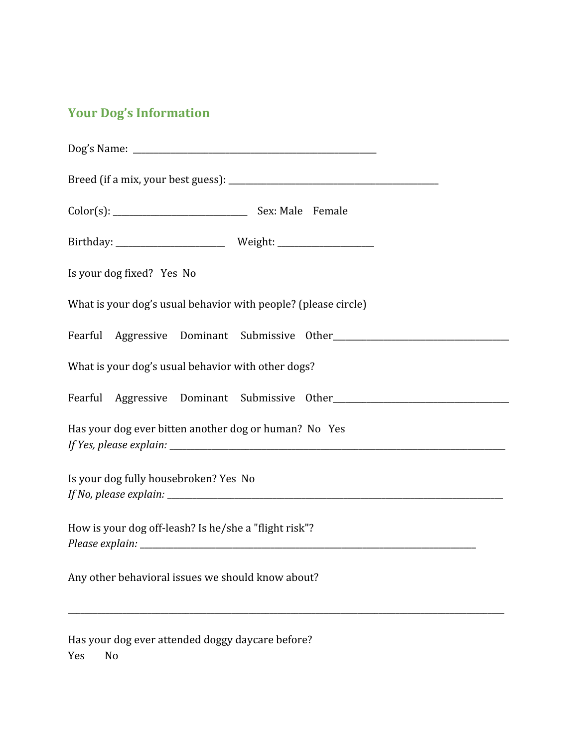## Your Dog's Information

Dog's Name: ____________________________________________________

Breed (if a mix, your best guess): _____________________________________________

Color(s): _____________________________ Sex: Male Female

Birthday: ________________________ Weight: ____________________

Is your dog fixed? Yes No

What is your dog's usual behavior with people? (please circle)

Fearful Aggressive Dominant Submissive Other______________________________________

What is your dog's usual behavior with other dogs?

Fearful Aggressive Dominant Submissive Other______________________________________

Has your dog ever bitten another dog or human? No Yes
*If Yes, please explain:* ________________________________________________________________________

Is your dog fully housebroken? Yes No
*If No, please explain:* ________________________________________________________________________

How is your dog off-leash? Is he/she a "flight risk"?
*Please explain:* ________________________________________________________________________

Any other behavioral issues we should know about?

______________________________________________________________________________________________

Has your dog ever attended doggy daycare before?
Yes No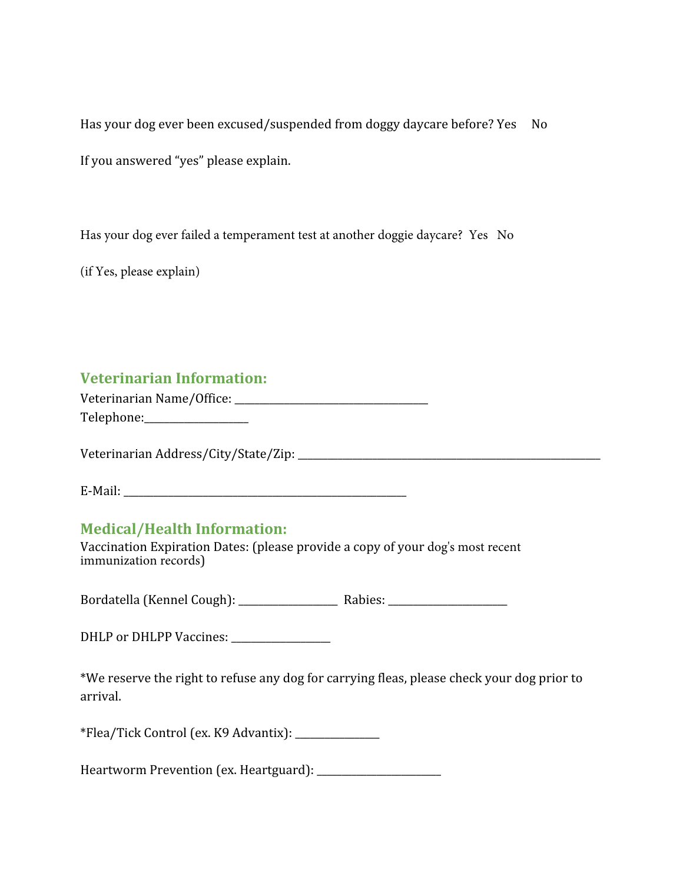Has your dog ever been excused/suspended from doggy daycare before? Yes No

If you answered “yes” please explain.

Has your dog ever failed a temperament test at another doggie daycare? Yes No

(if Yes, please explain)

## Veterinarian Information:

Veterinarian Name/Office: ________________________________

Telephone:__________________

Veterinarian Address/City/State/Zip: ________________________________________________________

E-Mail: ____________________________________________________

## Medical/Health Information:

Vaccination Expiration Dates: (please provide a copy of your dog's most recent immunization records)

Bordatella (Kennel Cough): __________________ Rabies: ______________________

DHLP or DHLPP Vaccines: __________________

*We reserve the right to refuse any dog for carrying fleas, please check your dog prior to arrival.

*Flea/Tick Control (ex. K9 Advantix): _______________

Heartworm Prevention (ex. Heartguard): _______________________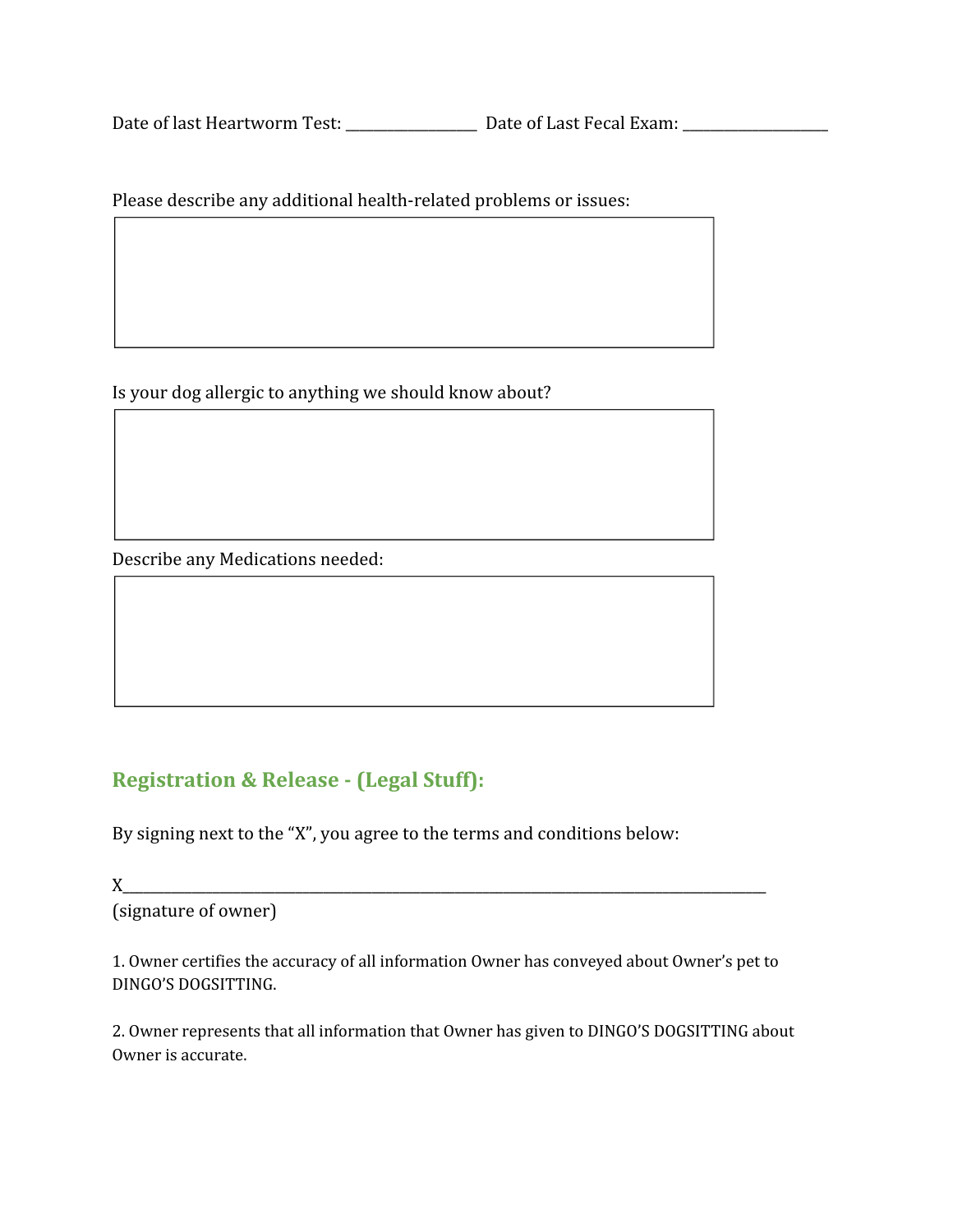Date of last Heartworm Test: _______________ Date of Last Fecal Exam: _________________

Please describe any additional health-related problems or issues:

Is your dog allergic to anything we should know about?

Describe any Medications needed:

## Registration & Release - (Legal Stuff):

By signing next to the "X", you agree to the terms and conditions below:

X_______________________________________________________________________________

(signature of owner)

1. Owner certifies the accuracy of all information Owner has conveyed about Owner's pet to DINGO'S DOGSITTING.

2. Owner represents that all information that Owner has given to DINGO'S DOGSITTING about Owner is accurate.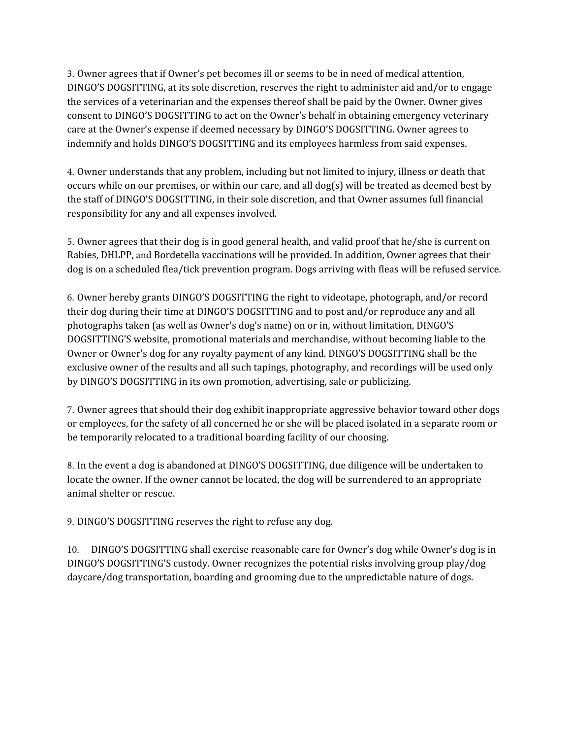3. Owner agrees that if Owner's pet becomes ill or seems to be in need of medical attention, DINGO'S DOGSITTING, at its sole discretion, reserves the right to administer aid and/or to engage the services of a veterinarian and the expenses thereof shall be paid by the Owner. Owner gives consent to DINGO'S DOGSITTING to act on the Owner's behalf in obtaining emergency veterinary care at the Owner's expense if deemed necessary by DINGO'S DOGSITTING. Owner agrees to indemnify and holds DINGO'S DOGSITTING and its employees harmless from said expenses.

4. Owner understands that any problem, including but not limited to injury, illness or death that occurs while on our premises, or within our care, and all dog(s) will be treated as deemed best by the staff of DINGO'S DOGSITTING, in their sole discretion, and that Owner assumes full financial responsibility for any and all expenses involved.

5. Owner agrees that their dog is in good general health, and valid proof that he/she is current on Rabies, DHLPP, and Bordetella vaccinations will be provided. In addition, Owner agrees that their dog is on a scheduled flea/tick prevention program. Dogs arriving with fleas will be refused service.

6. Owner hereby grants DINGO'S DOGSITTING the right to videotape, photograph, and/or record their dog during their time at DINGO'S DOGSITTING and to post and/or reproduce any and all photographs taken (as well as Owner's dog's name) on or in, without limitation, DINGO'S DOGSITTING'S website, promotional materials and merchandise, without becoming liable to the Owner or Owner's dog for any royalty payment of any kind. DINGO'S DOGSITTING shall be the exclusive owner of the results and all such tapings, photography, and recordings will be used only by DINGO'S DOGSITTING in its own promotion, advertising, sale or publicizing.

7. Owner agrees that should their dog exhibit inappropriate aggressive behavior toward other dogs or employees, for the safety of all concerned he or she will be placed isolated in a separate room or be temporarily relocated to a traditional boarding facility of our choosing.

8. In the event a dog is abandoned at DINGO'S DOGSITTING, due diligence will be undertaken to locate the owner. If the owner cannot be located, the dog will be surrendered to an appropriate animal shelter or rescue.

9. DINGO'S DOGSITTING reserves the right to refuse any dog.

10. DINGO'S DOGSITTING shall exercise reasonable care for Owner's dog while Owner's dog is in DINGO'S DOGSITTING'S custody. Owner recognizes the potential risks involving group play/dog daycare/dog transportation, boarding and grooming due to the unpredictable nature of dogs.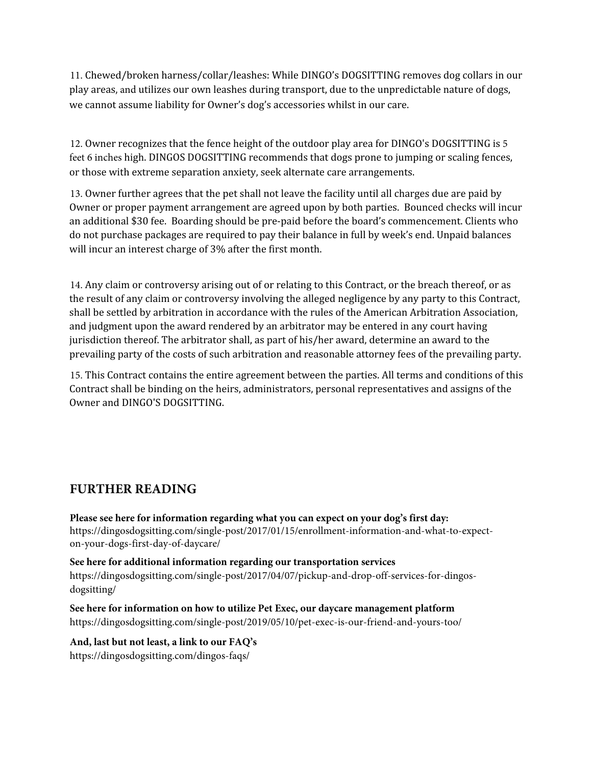11. Chewed/broken harness/collar/leashes: While DINGO's DOGSITTING removes dog collars in our play areas, and utilizes our own leashes during transport, due to the unpredictable nature of dogs, we cannot assume liability for Owner's dog's accessories whilst in our care.

12. Owner recognizes that the fence height of the outdoor play area for DINGO's DOGSITTING is 5 feet 6 inches high. DINGOS DOGSITTING recommends that dogs prone to jumping or scaling fences, or those with extreme separation anxiety, seek alternate care arrangements.

13. Owner further agrees that the pet shall not leave the facility until all charges due are paid by Owner or proper payment arrangement are agreed upon by both parties. Bounced checks will incur an additional $30 fee. Boarding should be pre-paid before the board's commencement. Clients who do not purchase packages are required to pay their balance in full by week's end. Unpaid balances will incur an interest charge of 3% after the first month.

14. Any claim or controversy arising out of or relating to this Contract, or the breach thereof, or as the result of any claim or controversy involving the alleged negligence by any party to this Contract, shall be settled by arbitration in accordance with the rules of the American Arbitration Association, and judgment upon the award rendered by an arbitrator may be entered in any court having jurisdiction thereof. The arbitrator shall, as part of his/her award, determine an award to the prevailing party of the costs of such arbitration and reasonable attorney fees of the prevailing party.

15. This Contract contains the entire agreement between the parties. All terms and conditions of this Contract shall be binding on the heirs, administrators, personal representatives and assigns of the Owner and DINGO'S DOGSITTING.

## FURTHER READING

**Please see here for information regarding what you can expect on your dog's first day:**
https://dingosdogsitting.com/single-post/2017/01/15/enrollment-information-and-what-to-expect-on-your-dogs-first-day-of-daycare/

**See here for additional information regarding our transportation services**
https://dingosdogsitting.com/single-post/2017/04/07/pickup-and-drop-off-services-for-dingos-dogsitting/

**See here for information on how to utilize Pet Exec, our daycare management platform**
https://dingosdogsitting.com/single-post/2019/05/10/pet-exec-is-our-friend-and-yours-too/

**And, last but not least, a link to our FAQ's**
https://dingosdogsitting.com/dingos-faqs/